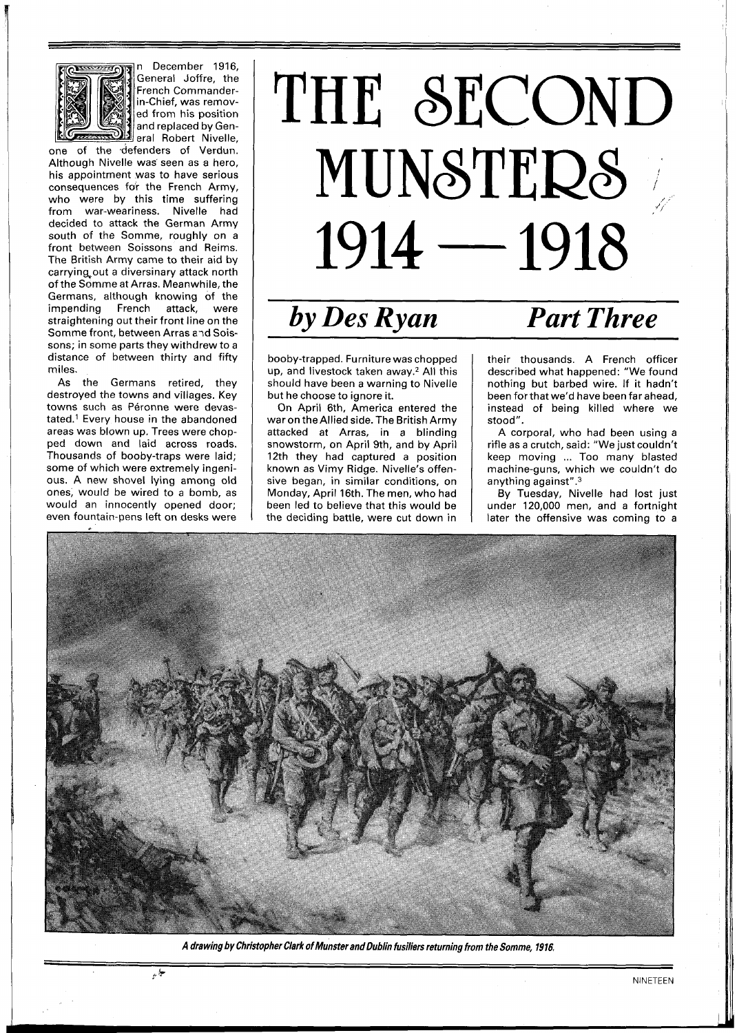# THE SECOND MUNSTERS 1914 — 1918

## *by Des Ryan* — *Part Three*

In December 1916, General Joffre, the French Commander-in-Chief, was removed from his position and replaced by General Robert Nivelle, one of the defenders of Verdun. Although Nivelle was seen as a hero, his appointment was to have serious consequences for the French Army, who were by this time suffering from war-weariness. Nivelle had decided to attack the German Army south of the Somme, roughly on a front between Soissons and Reims. The British Army came to their aid by carrying out a diversionary attack north of the Somme at Arras. Meanwhile, the Germans, although knowing of the impending French attack, were straightening out their front line on the Somme front, between Arras and Soissons; in some parts they withdrew to a distance of between thirty and fifty miles.

As the Germans retired, they destroyed the towns and villages. Key towns such as Péronne were devastated.[1] Every house in the abandoned areas was blown up. Trees were chopped down and laid across roads. Thousands of booby-traps were laid; some of which were extremely ingenious. A new shovel lying among old ones, would be wired to a bomb, as would an innocently opened door; even fountain-pens left on desks were booby-trapped. Furniture was chopped up, and livestock taken away.[2] All this should have been a warning to Nivelle but he choose to ignore it.

On April 6th, America entered the war on the Allied side. The British Army attacked at Arras, in a blinding snowstorm, on April 9th, and by April 12th they had captured a position known as Vimy Ridge. Nivelle's offensive began, in similar conditions, on Monday, April 16th. The men, who had been led to believe that this would be the deciding battle, were cut down in their thousands. A French officer described what happened: "We found nothing but barbed wire. If it hadn't been for that we'd have been far ahead, instead of being killed where we stood".

A corporal, who had been using a rifle as a crutch, said: "We just couldn't keep moving ... Too many blasted machine-guns, which we couldn't do anything against".[3]

By Tuesday, Nivelle had lost just under 120,000 men, and a fortnight later the offensive was coming to a

*A drawing by Christopher Clark of Munster and Dublin fusiliers returning from the Somme, 1916.*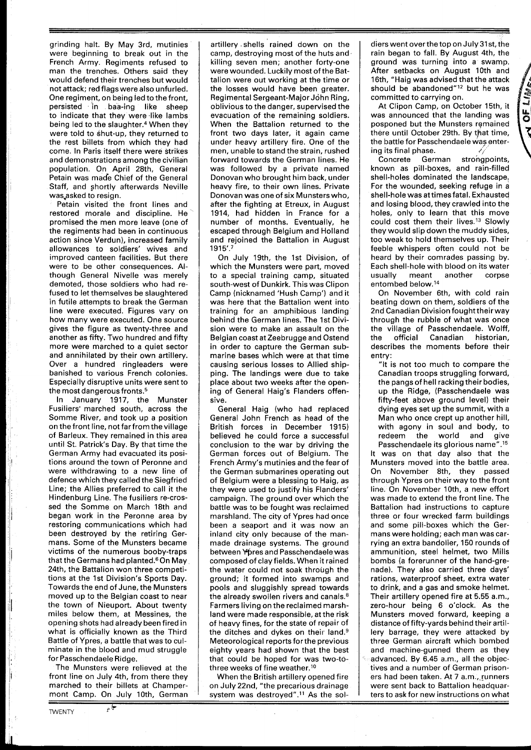grinding halt. By May 3rd, mutinies were beginning to break out in the French Army. Regiments refused to man the trenches. Others said they would defend their trenches but would not attack; red flags were also unfurled. One regiment, on being led to the front, persisted in baa-ing like sheep to indicate that they were like lambs being led to the slaughter.[4] When they were told to shut-up, they returned to the rest billets from which they had come. In Paris itself there were strikes and demonstrations among the civilian population. On April 28th, General Petain was made Chief of the General Staff, and shortly afterwards Neville was asked to resign.

Petain visited the front lines and restored morale and discipline. He promised the men more leave (one of the regiments had been in continuous action since Verdun), increased family allowances to soldiers' wives and improved canteen facilities. But there were to be other consequences. Although General Nivelle was merely demoted, those soldiers who had refused to let themselves be slaughtered in futile attempts to break the German line were executed. Figures vary on how many were executed. One source gives the figure as twenty-three and another as fifty. Two hundred and fifty more were marched to a quiet sector and annihilated by their own artillery. Over a hundred ringleaders were banished to various French colonies. Especially disruptive units were sent to the most dangerous fronts.[5]

In January 1917, the Munster Fusiliers marched south, across the Somme River, and took up a position on the front line, not far from the village of Barleux. They remained in this area until St. Patrick's Day. By that time the German Army had evacuated its positions around the town of Peronne and were withdrawing to a new line of defence which they called the Siegfried Line; the Allies preferred to call it the Hindenburg Line. The fusiliers re-crossed the Somme on March 18th and began work in the Peronne area by restoring communications which had been destroyed by the retiring Germans. Some of the Munsters became victims of the numerous booby-traps that the Germans had planted.[6] On May 24th, the Battalion won three competitions at the 1st Division's Sports Day. Towards the end of June, the Munsters moved up to the Belgian coast to near the town of Nieuport. About twenty miles below them, at Messines, the opening shots had already been fired in what is officially known as the Third Battle of Ypres, a battle that was to culminate in the blood and mud struggle for Passchendaele Ridge.

The Munsters were relieved at the front line on July 4th, from there they marched to their billets at Champermont Camp. On July 10th, German artillery shells rained down on the camp, destroying most of the huts and killing seven men; another forty-one were wounded. Luckily most of the Battalion were out working at the time or the losses would have been greater. Regimental Sergeant-Major John Ring, oblivious to the danger, supervised the evacuation of the remaining soldiers. When the Battalion returned to the front two days later, it again came under heavy artillery fire. One of the men, unable to stand the strain, rushed forward towards the German lines. He was followed by a private named Donovan who brought him back, under heavy fire, to their own lines. Private Donovan was one of six Munsters who, after the fighting at Etreux, in August 1914, had hidden in France for a number of months. Eventually, he escaped through Belgium and Holland and rejoined the Battalion in August 1915'.[7]

On July 19th, the 1st Division, of which the Munsters were part, moved to a special training camp, situated south-west of Dunkirk. This was Clipon Camp (nicknamed 'Hush Camp') and it was here that the Battalion went into training for an amphibious landing behind the German lines. The 1st Division were to make an assault on the Belgian coast at Zeebrugge and Ostend in order to capture the German submarine bases which were at that time causing serious losses to Allied shipping. The landings were due to take place about two weeks after the opening of General Haig's Flanders offensive.

General Haig (who had replaced General John French as head of the British forces in December 1915) believed he could force a successful conclusion to the war by driving the German forces out of Belgium. The French Army's mutinies and the fear of the German submarines operating out of Belgium were a blessing to Haig, as they were used to justify his Flanders' campaign. The ground over which the battle was to be fought was reclaimed marshland. The city of Ypres had once been a seaport and it was now an inland city only because of the man-made drainage systems. The ground between Ypres and Passchendaele was composed of clay fields. When it rained the water could not soak through the ground; it formed into swamps and pools and sluggishly spread towards the already swollen rivers and canals.[8] Farmers living on the reclaimed marshland were made responsible, at the risk of heavy fines, for the state of repair of the ditches and dykes on their land.[9] Meteorological reports for the previous eighty years had shown that the best that could be hoped for was two-to-three weeks of fine weather.[10]

When the British artillery opened fire on July 22nd, "the precarious drainage system was destroyed".[11] As the soldiers went over the top on July 31st, the rain began to fall. By August 4th, the ground was turning into a swamp. After setbacks on August 10th and 16th, "Haig was advised that the attack should be abandoned"[12] but he was committed to carrying on.

At Clipon Camp, on October 15th, it was announced that the landing was posponed but the Munsters remained there until October 29th. By that time, the battle for Passchendaele was entering its final phase.

Concrete German strongpoints, known as pill-boxes, and rain-filled shell-holes dominated the landscape. For the wounded, seeking refuge in a shell-hole was at times fatal. Exhausted and losing blood, they crawled into the holes, only to learn that this move could cost them their lives.[13] Slowly they would slip down the muddy sides, too weak to hold themselves up. Their feeble whispers often could not be heard by their comrades passing by. Each shell-hole with blood on its water usually meant another corpse entombed below.[14]

On November 6th, with cold rain beating down on them, soldiers of the 2nd Canadian Division fought their way through the rubble of what was once the village of Passchendaele. Wolff, the official Canadian historian, describes the moments before their entry:

"It is not too much to compare the Canadian troops struggling forward, the pangs of hell racking their bodies, up the Ridge, (Passchendaele was fifty-feet above ground level) their dying eyes set up the summit, with a Man who once crept up another hill, with agony in soul and body, to redeem the world and give Passchendaele its glorious name".[15]

It was on that day also that the Munsters moved into the battle area. On November 8th, they passed through Ypres on their way to the front line. On November 10th, a new effort was made to extend the front line. The Battalion had instructions to capture three or four wrecked farm buildings and some pill-boxes which the Germans were holding; each man was carrying an extra bandolier, 150 rounds of ammunition, steel helmet, two Mills bombs (a forerunner of the hand-grenade). They also carried three days' rations, waterproof sheet, extra water to drink, and a gas and smoke helmet. Their artillery opened fire at 5.55 a.m., zero-hour being 6 o'clock. As the Munsters moved forward, keeping a distance of fifty-yards behind their artillery barrage, they were attacked by three German aircraft which bombed and machine-gunned them as they advanced. By 6.45 a.m., all the objectives and a number of German prisoners had been taken. At 7 a.m., runners were sent back to Battalion headquarters to ask for new instructions on what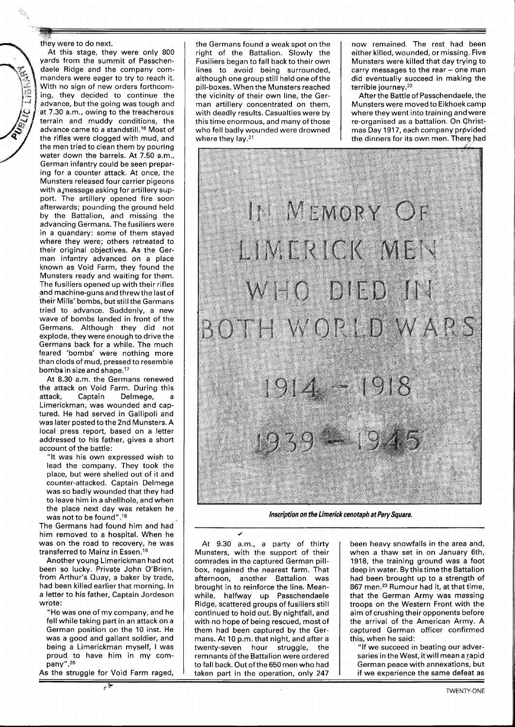they were to do next.

At this stage, they were only 800 yards from the summit of Passchendaele Ridge and the company commanders were eager to try to reach it. With no sign of new orders forthcoming, they decided to continue the advance, but the going was tough and at 7.30 a.m., owing to the treacherous terrain and muddy conditions, the advance came to a standstill.[16] Most of the rifles were clogged with mud, and the men tried to clean them by pouring water down the barrels. At 7.50 a.m., German infantry could be seen preparing for a counter attack. At once, the Munsters released four carrier pigeons with a message asking for artillery support. The artillery opened fire soon afterwards; pounding the ground held by the Battalion, and missing the advancing Germans. The fusiliers were in a quandary: some of them stayed where they were; others retreated to their original objectives. As the German infantry advanced on a place known as Void Farm, they found the Munsters ready and waiting for them. The fusiliers opened up with their rifles and machine-guns and threw the last of their Mills' bombs, but still the Germans tried to advance. Suddenly, a new wave of bombs landed in front of the Germans. Although they did not explode, they were enough to drive the Germans back for a while. The much feared 'bombs' were nothing more than clods of mud, pressed to resemble bombs in size and shape.[17]

At 8.30 a.m. the Germans renewed the attack on Void Farm. During this attack, Captain Delmege, a Limerickman, was wounded and captured. He had served in Gallipoli and was later posted to the 2nd Munsters. A local press report, based on a letter addressed to his father, gives a short account of the battle:

"It was his own expressed wish to lead the company. They took the place, but were shelled out of it and counter-attacked. Captain Delmege was so badly wounded that they had to leave him in a shellhole, and when the place next day was retaken he was not to be found".[18]

The Germans had found him and had him removed to a hospital. When he was on the road to recovery, he was transferred to Mainz in Essen.[19]

Another young Limerickman had not been so lucky. Private John O'Brien, from Arthur's Quay, a baker by trade, had been killed earlier that morning. In a letter to his father, Captain Jordeson wrote:

"He was one of my company, and he fell while taking part in an attack on a German position on the 10 inst. He was a good and gallant soldier, and being a Limerickman myself, I was proud to have him in my company".[20]

As the struggle for Void Farm raged, the Germans found a weak spot on the right of the Battalion. Slowly the Fusiliers began to fall back to their own lines to avoid being surrounded, although one group still held one of the pill-boxes. When the Munsters reached the vicinity of their own line, the German artillery concentrated on them, with deadly results. Casualties were by this time enormous, and many of those who fell badly wounded were drowned where they lay.[21]

At 9.30 a.m., a party of thirty Munsters, with the support of their comrades in the captured German pill-box, regained the nearest farm. That afternoon, another Battalion was brought in to reinforce the line. Meanwhile, halfway up Passchendaele Ridge, scattered groups of fusiliers still continued to hold out. By nightfall, and with no hope of being rescued, most of them had been captured by the Germans. At 10 p.m. that night, and after a twenty-seven hour struggle, the remnants of the Battalion were ordered to fall back. Out of the 650 men who had taken part in the operation, only 247 now remained. The rest had been either killed, wounded, or missing. Five Munsters were killed that day trying to carry messages to the rear – one man did eventually succeed in making the terrible journey.[22]

After the Battle of Passchendaele, the Munsters were moved to Eikhoek camp where they went into training and were re-organised as a battalion. On Christmas Day 1917, each company provided the dinners for its own men. There had been heavy snowfalls in the area and, when a thaw set in on January 6th, 1918, the training ground was a foot deep in water. By this time the Battalion had been brought up to a strength of 867 men.[23] Rumour had it, at that time, that the German Army was massing troops on the Western Front with the aim of crushing their opponents before the arrival of the American Army. A captured German officer confirmed this, when he said:

"If we succeed in beating our adversaries in the West, it will mean a rapid German peace with annexations, but if we experience the same defeat as

IN MEMORY OF LIMERICK MEN WHO DIED IN BOTH WORLD WARS 1914 – 1918 1939 – 1945

*Inscription on the Limerick cenotaph at Pery Square.*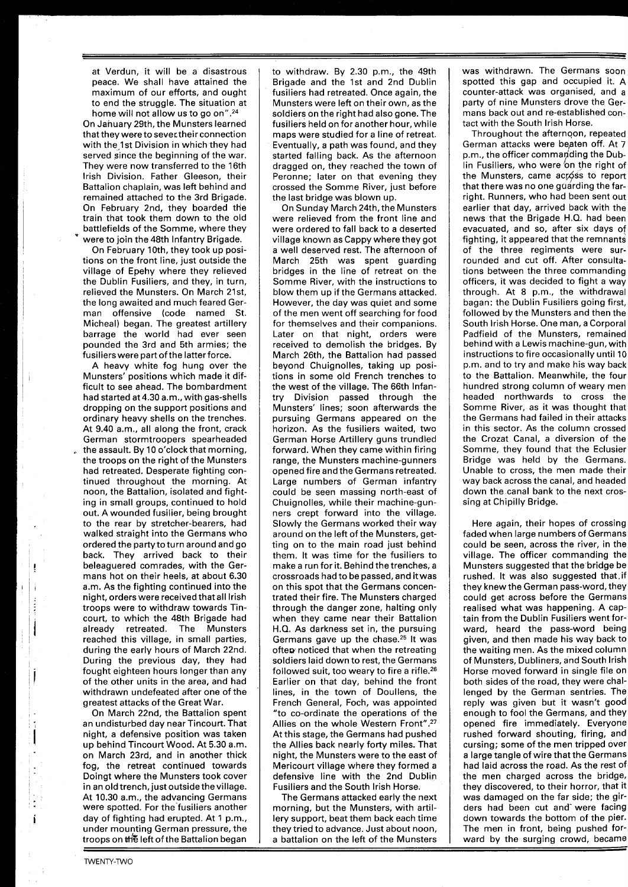at Verdun, it will be a disastrous peace. We shall have attained the maximum of our efforts, and ought to end the struggle. The situation at home will not allow us to go on".[24]

On January 29th, the Munsters learned that they were to sever their connection with the 1st Division in which they had served since the beginning of the war. They were now transferred to the 16th Irish Division. Father Gleeson, their Battalion chaplain, was left behind and remained attached to the 3rd Brigade. On February 2nd, they boarded the train that took them down to the old battlefields of the Somme, where they were to join the 48th Infantry Brigade.

On February 10th, they took up positions on the front line, just outside the village of Epehy where they relieved the Dublin Fusiliers, and they, in turn, relieved the Munsters. On March 21st, the long awaited and much feared German offensive (code named St. Micheal) began. The greatest artillery barrage the world had ever seen pounded the 3rd and 5th armies; the fusiliers were part of the latter force.

A heavy white fog hung over the Munsters' positions which made it difficult to see ahead. The bombardment had started at 4.30 a.m., with gas-shells dropping on the support positions and ordinary heavy shells on the trenches. At 9.40 a.m., all along the front, crack German stormtroopers spearheaded the assault. By 10 o'clock that morning, the troops on the right of the Munsters had retreated. Desperate fighting continued throughout the morning. At noon, the Battalion, isolated and fighting in small groups, continued to hold out. A wounded fusilier, being brought to the rear by stretcher-bearers, had walked straight into the Germans who ordered the party to turn around and go back. They arrived back to their beleaguered comrades, with the Germans hot on their heels, at about 6.30 a.m. As the fighting continued into the night, orders were received that all Irish troops were to withdraw towards Tincourt, to which the 48th Brigade had already retreated. The Munsters reached this village, in small parties, during the early hours of March 22nd. During the previous day, they had fought eighteen hours longer than any of the other units in the area, and had withdrawn undefeated after one of the greatest attacks of the Great War.

On March 22nd, the Battalion spent an undisturbed day near Tincourt. That night, a defensive position was taken up behind Tincourt Wood. At 5.30 a.m. on March 23rd, and in another thick fog, the retreat continued towards Doingt where the Munsters took cover in an old trench, just outside the village. At 10.30 a.m., the advancing Germans were spotted. For the fusiliers another day of fighting had erupted. At 1 p.m., under mounting German pressure, the troops on the left of the Battalion began to withdraw. By 2.30 p.m., the 49th Brigade and the 1st and 2nd Dublin fusiliers had retreated. Once again, the Munsters were left on their own, as the soldiers on the right had also gone. The fusiliers held on for another hour, while maps were studied for a line of retreat. Eventually, a path was found, and they started falling back. As the afternoon dragged on, they reached the town of Peronne; later on that evening they crossed the Somme River, just before the last bridge was blown up.

On Sunday March 24th, the Munsters were relieved from the front line and were ordered to fall back to a deserted village known as Cappy where they got a well deserved rest. The afternoon of March 25th was spent guarding bridges in the line of retreat on the Somme River, with the instructions to blow them up if the Germans attacked. However, the day was quiet and some of the men went off searching for food for themselves and their companions. Later on that night, orders were received to demolish the bridges. By March 26th, the Battalion had passed beyond Chuignolles, taking up positions in some old French trenches to the west of the village. The 66th Infantry Division passed through the Munsters' lines; soon afterwards the pursuing Germans appeared on the horizon. As the fusiliers waited, two German Horse Artillery guns trundled forward. When they came within firing range, the Munsters machine-gunners opened fire and the Germans retreated. Large numbers of German infantry could be seen massing north-east of Chuignolles, while their machine-gunners crept forward into the village. Slowly the Germans worked their way around on the left of the Munsters, getting on to the main road just behind them. It was time for the fusiliers to make a run for it. Behind the trenches, a crossroads had to be passed, and it was on this spot that the Germans concentrated their fire. The Munsters charged through the danger zone, halting only when they came near their Battalion H.Q. As darkness set in, the pursuing Germans gave up the chase.[25] It was often noticed that when the retreating soldiers laid down to rest, the Germans followed suit, too weary to fire a rifle.[26] Earlier on that day, behind the front lines, in the town of Doullens, the French General, Foch, was appointed "to co-ordinate the operations of the Allies on the whole Western Front".[27] At this stage, the Germans had pushed the Allies back nearly forty miles. That night, the Munsters were to the east of Mericourt village where they formed a defensive line with the 2nd Dublin Fusiliers and the South Irish Horse.

The Germans attacked early the next morning, but the Munsters, with artillery support, beat them back each time they tried to advance. Just about noon, a battalion on the left of the Munsters was withdrawn. The Germans soon spotted this gap and occupied it. A counter-attack was organised, and a party of nine Munsters drove the Germans back out and re-established contact with the South Irish Horse.

Throughout the afternoon, repeated German attacks were beaten off. At 7 p.m., the officer commanding the Dublin Fusiliers, who were on the right of the Munsters, came across to report that there was no one guarding the far-right. Runners, who had been sent out earlier that day, arrived back with the news that the Brigade H.Q. had been evacuated, and so, after six days of fighting, it appeared that the remnants of the three regiments were surrounded and cut off. After consultations between the three commanding officers, it was decided to fight a way through. At 8 p.m., the withdrawal bagan: the Dublin Fusiliers going first, followed by the Munsters and then the South Irish Horse. One man, a Corporal Padfield of the Munsters, remained behind with a Lewis machine-gun, with instructions to fire occasionally until 10 p.m. and to try and make his way back to the Battalion. Meanwhile, the four hundred strong column of weary men headed northwards to cross the Somme River, as it was thought that the Germans had failed in their attacks in this sector. As the column crossed the Crozat Canal, a diversion of the Somme, they found that the Eclusier Bridge was held by the Germans. Unable to cross, the men made their way back across the canal, and headed down the canal bank to the next crossing at Chipilly Bridge.

Here again, their hopes of crossing faded when large numbers of Germans could be seen, across the river, in the village. The officer commanding the Munsters suggested that the bridge be rushed. It was also suggested that if they knew the German pass-word, they could get across before the Germans realised what was happening. A captain from the Dublin Fusiliers went forward, heard the pass-word being given, and then made his way back to the waiting men. As the mixed column of Munsters, Dubliners, and South Irish Horse moved forward in single file on both sides of the road, they were challenged by the German sentries. The reply was given but it wasn't good enough to fool the Germans, and they opened fire immediately. Everyone rushed forward shouting, firing, and cursing; some of the men tripped over a large tangle of wire that the Germans had laid across the road. As the rest of the men charged across the bridge, they discovered, to their horror, that it was damaged on the far side; the girders had been cut and were facing down towards the bottom of the pier. The men in front, being pushed forward by the surging crowd, became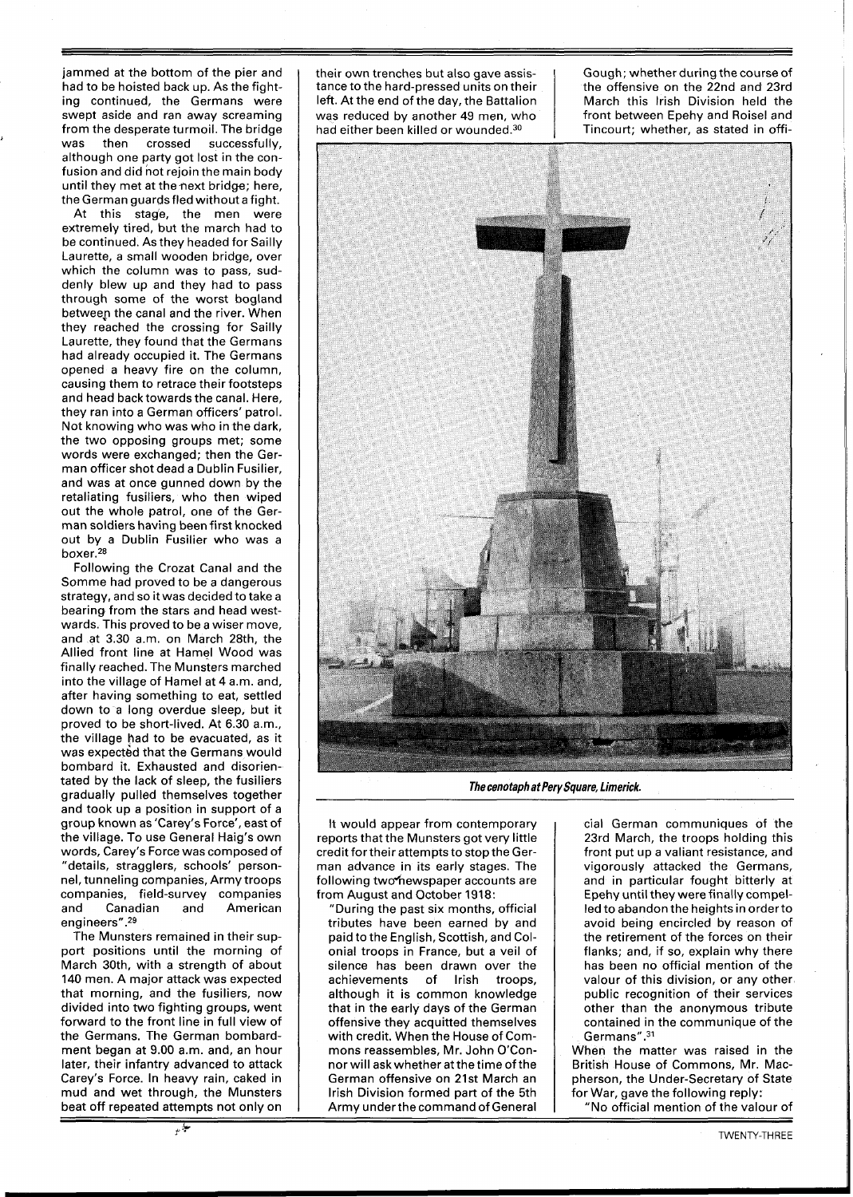jammed at the bottom of the pier and had to be hoisted back up. As the fighting continued, the Germans were swept aside and ran away screaming from the desperate turmoil. The bridge was then crossed successfully, although one party got lost in the confusion and did not rejoin the main body until they met at the next bridge; here, the German guards fled without a fight.

At this stage, the men were extremely tired, but the march had to be continued. As they headed for Sailly Laurette, a small wooden bridge, over which the column was to pass, suddenly blew up and they had to pass through some of the worst bogland between the canal and the river. When they reached the crossing for Sailly Laurette, they found that the Germans had already occupied it. The Germans opened a heavy fire on the column, causing them to retrace their footsteps and head back towards the canal. Here, they ran into a German officers' patrol. Not knowing who was who in the dark, the two opposing groups met; some words were exchanged; then the German officer shot dead a Dublin Fusilier, and was at once gunned down by the retaliating fusiliers, who then wiped out the whole patrol, one of the German soldiers having been first knocked out by a Dublin Fusilier who was a boxer.[28]

Following the Crozat Canal and the Somme had proved to be a dangerous strategy, and so it was decided to take a bearing from the stars and head westwards. This proved to be a wiser move, and at 3.30 a.m. on March 28th, the Allied front line at Hamel Wood was finally reached. The Munsters marched into the village of Hamel at 4 a.m. and, after having something to eat, settled down to a long overdue sleep, but it proved to be short-lived. At 6.30 a.m., the village had to be evacuated, as it was expected that the Germans would bombard it. Exhausted and disorientated by the lack of sleep, the fusiliers gradually pulled themselves together and took up a position in support of a group known as 'Carey's Force', east of the village. To use General Haig's own words, Carey's Force was composed of "details, stragglers, schools' personnel, tunneling companies, Army troops companies, field-survey companies and Canadian and American engineers".[29]

The Munsters remained in their support positions until the morning of March 30th, with a strength of about 140 men. A major attack was expected that morning, and the fusiliers, now divided into two fighting groups, went forward to the front line in full view of the Germans. The German bombardment began at 9.00 a.m. and, an hour later, their infantry advanced to attack Carey's Force. In heavy rain, caked in mud and wet through, the Munsters beat off repeated attempts not only on their own trenches but also gave assistance to the hard-pressed units on their left. At the end of the day, the Battalion was reduced by another 49 men, who had either been killed or wounded.[30]

*The cenotaph at Pery Square, Limerick.*

It would appear from contemporary reports that the Munsters got very little credit for their attempts to stop the German advance in its early stages. The following two newspaper accounts are from August and October 1918:

"During the past six months, official tributes have been earned by and paid to the English, Scottish, and Colonial troops in France, but a veil of silence has been drawn over the achievements of Irish troops, although it is common knowledge that in the early days of the German offensive they acquitted themselves with credit. When the House of Commons reassembles, Mr. John O'Connor will ask whether at the time of the German offensive on 21st March an Irish Division formed part of the 5th Army under the command of General Gough; whether during the course of the offensive on the 22nd and 23rd March this Irish Division held the front between Epehy and Roisel and Tincourt; whether, as stated in official German communiques of the 23rd March, the troops holding this front put up a valiant resistance, and vigorously attacked the Germans, and in particular fought bitterly at Epehy until they were finally compelled to abandon the heights in order to avoid being encircled by reason of the retirement of the forces on their flanks; and, if so, explain why there has been no official mention of the valour of this division, or any other public recognition of their services other than the anonymous tribute contained in the communique of the Germans".[31]

When the matter was raised in the British House of Commons, Mr. Macpherson, the Under-Secretary of State for War, gave the following reply:

"No official mention of the valour of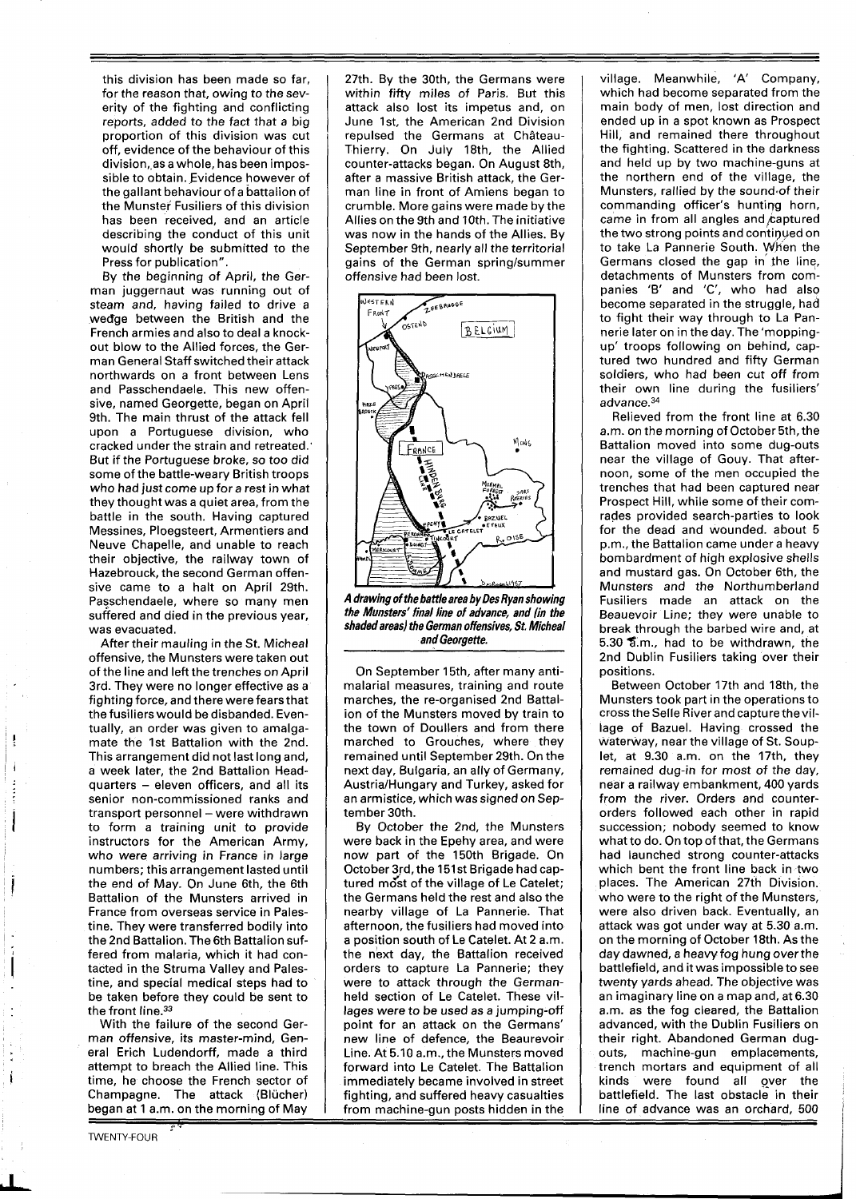this division has been made so far, for the reason that, owing to the severity of the fighting and conflicting reports, added to the fact that a big proportion of this division was cut off, evidence of the behaviour of this division, as a whole, has been impossible to obtain. Evidence however of the gallant behaviour of a battalion of the Munster Fusiliers of this division has been received, and an article describing the conduct of this unit would shortly be submitted to the Press for publication".

By the beginning of April, the German juggernaut was running out of steam and, having failed to drive a wedge between the British and the French armies and also to deal a knockout blow to the Allied forces, the German General Staff switched their attack northwards on a front between Lens and Passchendaele. This new offensive, named Georgette, began on April 9th. The main thrust of the attack fell upon a Portuguese division, who cracked under the strain and retreated. But if the Portuguese broke, so too did some of the battle-weary British troops who had just come up for a rest in what they thought was a quiet area, from the battle in the south. Having captured Messines, Ploegsteert, Armentiers and Neuve Chapelle, and unable to reach their objective, the railway town of Hazebrouck, the second German offensive came to a halt on April 29th. Passchendaele, where so many men suffered and died in the previous year, was evacuated.

After their mauling in the St. Micheal offensive, the Munsters were taken out of the line and left the trenches on April 3rd. They were no longer effective as a fighting force, and there were fears that the fusiliers would be disbanded. Eventually, an order was given to amalgamate the 1st Battalion with the 2nd. This arrangement did not last long and, a week later, the 2nd Battalion Headquarters – eleven officers, and all its senior non-commissioned ranks and transport personnel – were withdrawn to form a training unit to provide instructors for the American Army, who were arriving in France in large numbers; this arrangement lasted until the end of May. On June 6th, the 6th Battalion of the Munsters arrived in France from overseas service in Palestine. They were transferred bodily into the 2nd Battalion. The 6th Battalion suffered from malaria, which it had contacted in the Struma Valley and Palestine, and special medical steps had to be taken before they could be sent to the front line.[33]

With the failure of the second German offensive, its master-mind, General Erich Ludendorff, made a third attempt to breach the Allied line. This time, he choose the French sector of Champagne. The attack (Blücher) began at 1 a.m. on the morning of May 27th. By the 30th, the Germans were within fifty miles of Paris. But this attack also lost its impetus and, on June 1st, the American 2nd Division repulsed the Germans at Château-Thierry. On July 18th, the Allied counter-attacks began. On August 8th, after a massive British attack, the German line in front of Amiens began to crumble. More gains were made by the Allies on the 9th and 10th. The initiative was now in the hands of the Allies. By September 9th, nearly all the territorial gains of the German spring/summer offensive had been lost.

*A drawing of the battle area by Des Ryan showing the Munsters' final line of advance, and (in the shaded areas) the German offensives, St. Micheal and Georgette.*

On September 15th, after many anti-malarial measures, training and route marches, the re-organised 2nd Battalion of the Munsters moved by train to the town of Doullers and from there marched to Grouches, where they remained until September 29th. On the next day, Bulgaria, an ally of Germany, Austria/Hungary and Turkey, asked for an armistice, which was signed on September 30th.

By October the 2nd, the Munsters were back in the Epehy area, and were now part of the 150th Brigade. On October 3rd, the 151st Brigade had captured most of the village of Le Catelet; the Germans held the rest and also the nearby village of La Pannerie. That afternoon, the fusiliers had moved into a position south of Le Catelet. At 2 a.m. the next day, the Battalion received orders to capture La Pannerie; they were to attack through the German-held section of Le Catelet. These villages were to be used as a jumping-off point for an attack on the Germans' new line of defence, the Beaurevoir Line. At 5.10 a.m., the Munsters moved forward into Le Catelet. The Battalion immediately became involved in street fighting, and suffered heavy casualties from machine-gun posts hidden in the village. Meanwhile, 'A' Company, which had become separated from the main body of men, lost direction and ended up in a spot known as Prospect Hill, and remained there throughout the fighting. Scattered in the darkness and held up by two machine-guns at the northern end of the village, the Munsters, rallied by the sound of their commanding officer's hunting horn, came in from all angles and captured the two strong points and continued on to take La Pannerie South. When the Germans closed the gap in the line, detachments of Munsters from companies 'B' and 'C', who had also become separated in the struggle, had to fight their way through to La Pannerie later on in the day. The 'mopping-up' troops following on behind, captured two hundred and fifty German soldiers, who had been cut off from their own line during the fusiliers' advance.[34]

Relieved from the front line at 6.30 a.m. on the morning of October 5th, the Battalion moved into some dug-outs near the village of Gouy. That afternoon, some of the men occupied the trenches that had been captured near Prospect Hill, while some of their comrades provided search-parties to look for the dead and wounded. about 5 p.m., the Battalion came under a heavy bombardment of high explosive shells and mustard gas. On October 6th, the Munsters and the Northumberland Fusiliers made an attack on the Beauevoir Line; they were unable to break through the barbed wire and, at 5.30 a.m., had to be withdrawn, the 2nd Dublin Fusiliers taking over their positions.

Between October 17th and 18th, the Munsters took part in the operations to cross the Selle River and capture the village of Bazuel. Having crossed the waterway, near the village of St. Souplet, at 9.30 a.m. on the 17th, they remained dug-in for most of the day, near a railway embankment, 400 yards from the river. Orders and counter-orders followed each other in rapid succession; nobody seemed to know what to do. On top of that, the Germans had launched strong counter-attacks which bent the front line back in two places. The American 27th Division, who were to the right of the Munsters, were also driven back. Eventually, an attack was got under way at 5.30 a.m. on the morning of October 18th. As the day dawned, a heavy fog hung over the battlefield, and it was impossible to see twenty yards ahead. The objective was an imaginary line on a map and, at 6.30 a.m. as the fog cleared, the Battalion advanced, with the Dublin Fusiliers on their right. Abandoned German dug-outs, machine-gun emplacements, trench mortars and equipment of all kinds were found all over the battlefield. The last obstacle in their line of advance was an orchard, 500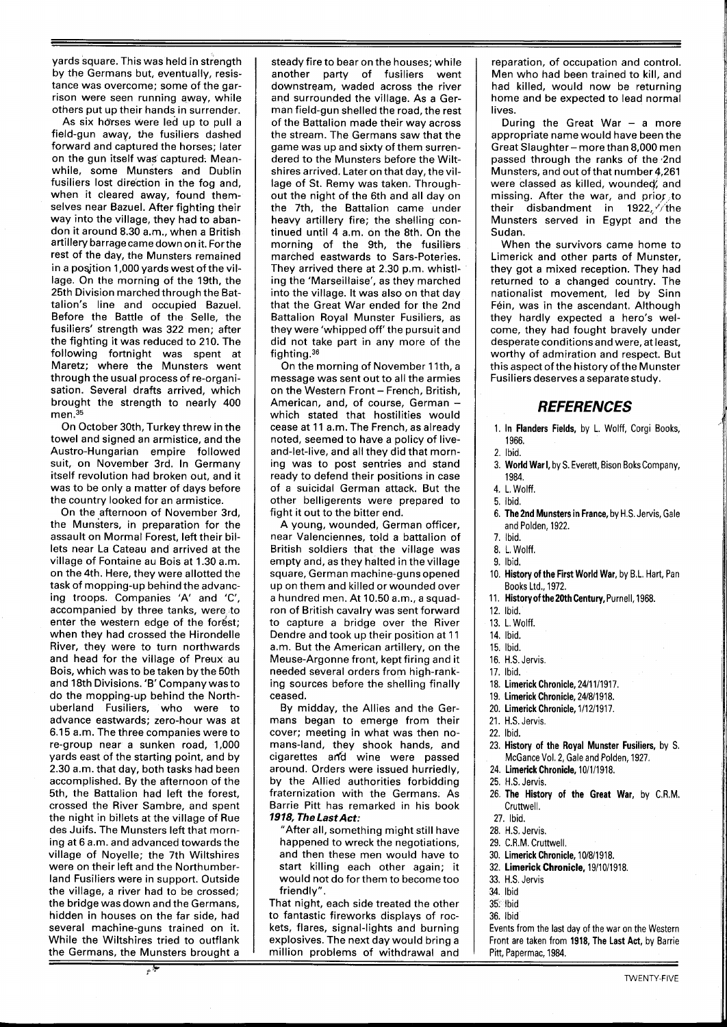yards square. This was held in strength by the Germans but, eventually, resistance was overcome; some of the garrison were seen running away, while others put up their hands in surrender.

As six horses were led up to pull a field-gun away, the fusiliers dashed forward and captured the horses; later on the gun itself was captured. Meanwhile, some Munsters and Dublin fusiliers lost direction in the fog and, when it cleared away, found themselves near Bazuel. After fighting their way into the village, they had to abandon it around 8.30 a.m., when a British artillery barrage came down on it. For the rest of the day, the Munsters remained in a position 1,000 yards west of the village. On the morning of the 19th, the 25th Division marched through the Battalion's line and occupied Bazuel. Before the Battle of the Selle, the fusiliers' strength was 322 men; after the fighting it was reduced to 210. The following fortnight was spent at Maretz; where the Munsters went through the usual process of re-organisation. Several drafts arrived, which brought the strength to nearly 400 men.[35]

On October 30th, Turkey threw in the towel and signed an armistice, and the Austro-Hungarian empire followed suit, on November 3rd. In Germany itself revolution had broken out, and it was to be only a matter of days before the country looked for an armistice.

On the afternoon of November 3rd, the Munsters, in preparation for the assault on Mormal Forest, left their billets near La Cateau and arrived at the village of Fontaine au Bois at 1.30 a.m. on the 4th. Here, they were allotted the task of mopping-up behind the advancing troops. Companies 'A' and 'C', accompanied by three tanks, were to enter the western edge of the forest; when they had crossed the Hirondelle River, they were to turn northwards and head for the village of Preux au Bois, which was to be taken by the 50th and 18th Divisions. 'B' Company was to do the mopping-up behind the Northuberland Fusiliers, who were to advance eastwards; zero-hour was at 6.15 a.m. The three companies were to re-group near a sunken road, 1,000 yards east of the starting point, and by 2.30 a.m. that day, both tasks had been accomplished. By the afternoon of the 5th, the Battalion had left the forest, crossed the River Sambre, and spent the night in billets at the village of Rue des Juifs. The Munsters left that morning at 6 a.m. and advanced towards the village of Noyelle; the 7th Wiltshires were on their left and the Northumberland Fusiliers were in support. Outside the village, a river had to be crossed; the bridge was down and the Germans, hidden in houses on the far side, had several machine-guns trained on it. While the Wiltshires tried to outflank the Germans, the Munsters brought a steady fire to bear on the houses; while another party of fusiliers went downstream, waded across the river and surrounded the village. As a German field-gun shelled the road, the rest of the Battalion made their way across the stream. The Germans saw that the game was up and sixty of them surrendered to the Munsters before the Wiltshires arrived. Later on that day, the village of St. Remy was taken. Throughout the night of the 6th and all day on the 7th, the Battalion came under heavy artillery fire; the shelling continued until 4 a.m. on the 8th. On the morning of the 9th, the fusiliers marched eastwards to Sars-Poteries. They arrived there at 2.30 p.m. whistling the 'Marseillaise', as they marched into the village. It was also on that day that the Great War ended for the 2nd Battalion Royal Munster Fusiliers, as they were 'whipped off' the pursuit and did not take part in any more of the fighting.[36]

On the morning of November 11th, a message was sent out to all the armies on the Western Front – French, British, American, and, of course, German – which stated that hostilities would cease at 11 a.m. The French, as already noted, seemed to have a policy of live-and-let-live, and all they did that morning was to post sentries and stand ready to defend their positions in case of a suicidal German attack. But the other belligerents were prepared to fight it out to the bitter end.

A young, wounded, German officer, near Valenciennes, told a battalion of British soldiers that the village was empty and, as they halted in the village square, German machine-guns opened up on them and killed or wounded over a hundred men. At 10.50 a.m., a squadron of British cavalry was sent forward to capture a bridge over the River Dendre and took up their position at 11 a.m. But the American artillery, on the Meuse-Argonne front, kept firing and it needed several orders from high-ranking sources before the shelling finally ceased.

By midday, the Allies and the Germans began to emerge from their cover; meeting in what was then no-mans-land, they shook hands, and cigarettes and wine were passed around. Orders were issued hurriedly, by the Allied authorities forbidding fraternization with the Germans. As Barrie Pitt has remarked in his book ***1918, The Last Act:***

"After all, something might still have happened to wreck the negotiations, and then these men would have to start killing each other again; it would not do for them to become too friendly".

That night, each side treated the other to fantastic fireworks displays of rockets, flares, signal-lights and burning explosives. The next day would bring a million problems of withdrawal and reparation, of occupation and control. Men who had been trained to kill, and had killed, would now be returning home and be expected to lead normal lives.

During the Great War – a more appropriate name would have been the Great Slaughter – more than 8,000 men passed through the ranks of the 2nd Munsters, and out of that number 4,261 were classed as killed, wounded, and missing. After the war, and prior to their disbandment in 1922, the Munsters served in Egypt and the Sudan.

When the survivors came home to Limerick and other parts of Munster, they got a mixed reception. They had returned to a changed country. The nationalist movement, led by Sinn Féin, was in the ascendant. Although they hardly expected a hero's welcome, they had fought bravely under desperate conditions and were, at least, worthy of admiration and respect. But this aspect of the history of the Munster Fusiliers deserves a separate study.

## REFERENCES

1. **In Flanders Fields**, by L. Wolff, Corgi Books, 1966.
2. Ibid.
3. **World War I**, by S. Everett, Bison Boks Company, 1984.
4. L. Wolff.
5. Ibid.
6. **The 2nd Munsters in France**, by H.S. Jervis, Gale and Polden, 1922.
7. Ibid.
8. L. Wolff.
9. Ibid.
10. **History of the First World War**, by B.L. Hart, Pan Books Ltd., 1972.
11. **History of the 20th Century**, Purnell, 1968.
12. Ibid.
13. L. Wolff.
14. Ibid.
15. Ibid.
16. H.S. Jervis.
17. Ibid.
18. **Limerick Chronicle**, 24/11/1917.
19. **Limerick Chronicle**, 24/8/1918.
20. **Limerick Chronicle**, 1/12/1917.
21. H.S. Jervis.
22. Ibid.
23. **History of the Royal Munster Fusiliers**, by S. McGance Vol. 2, Gale and Polden, 1927.
24. **Limerick Chronicle**, 10/1/1918.
25. H.S. Jervis.
26. **The History of the Great War**, by C.R.M. Cruttwell.
27. Ibid.
28. H.S. Jervis.
29. C.R.M. Cruttwell.
30. **Limerick Chronicle**, 10/8/1918.
32. **Limerick Chronicle**, 19/10/1918.
33. H.S. Jervis
34. Ibid
35. Ibid
36. Ibid

Events from the last day of the war on the Western Front are taken from **1918, The Last Act**, by Barrie Pitt, Papermac, 1984.